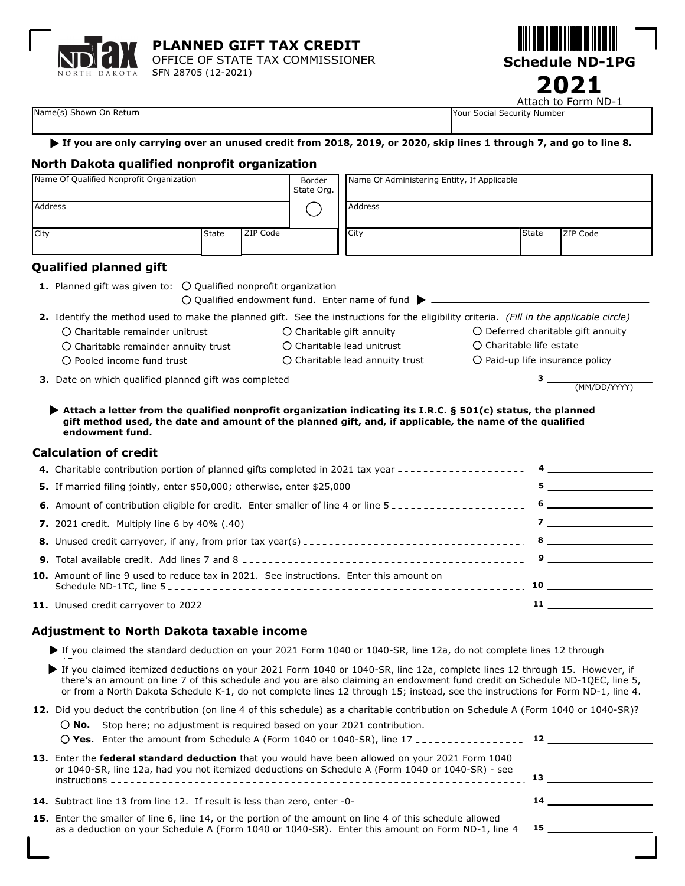# PLANNED GIFT TAX CREDIT

OFFICE OF STATE TAX COMMISSIONER
SFN 28705 (12-2021)

**Schedule ND-1PG**

**2021**

Attach to Form ND-1

| Name(s) Shown On Return | Your Social Security Number |
|---|---|
| | |

▶ **If you are only carrying over an unused credit from 2018, 2019, or 2020, skip lines 1 through 7, and go to line 8.**

## North Dakota qualified nonprofit organization

| Name Of Qualified Nonprofit Organization | | | Border State Org. |
|---|---|---|---|
| Address | | | ○ |
| City | State | ZIP Code | |

| Name Of Administering Entity, If Applicable | | |
|---|---|---|
| Address | | |
| City | State | ZIP Code |

## Qualified planned gift

**1.** Planned gift was given to: ○ Qualified nonprofit organization
○ Qualified endowment fund. Enter name of fund ▶ ____________________

**2.** Identify the method used to make the planned gift. See the instructions for the eligibility criteria. *(Fill in the applicable circle)*

- ○ Charitable remainder unitrust
- ○ Charitable remainder annuity trust
- ○ Pooled income fund trust
- ○ Charitable gift annuity
- ○ Charitable lead unitrust
- ○ Charitable lead annuity trust
- ○ Deferred charitable gift annuity
- ○ Charitable life estate
- ○ Paid-up life insurance policy

**3.** Date on which qualified planned gift was completed .......... **3** ________ (MM/DD/YYYY)

▶ **Attach a letter from the qualified nonprofit organization indicating its I.R.C. § 501(c) status, the planned gift method used, the date and amount of the planned gift, and, if applicable, the name of the qualified endowment fund.**

## Calculation of credit

**4.** Charitable contribution portion of planned gifts completed in 2021 tax year .......... **4** ________

**5.** If married filing jointly, enter $50,000; otherwise, enter $25,000 .......... **5** ________

**6.** Amount of contribution eligible for credit. Enter smaller of line 4 or line 5 .......... **6** ________

**7.** 2021 credit. Multiply line 6 by 40% (.40) .......... **7** ________

**8.** Unused credit carryover, if any, from prior tax year(s) .......... **8** ________

**9.** Total available credit. Add lines 7 and 8 .......... **9** ________

**10.** Amount of line 9 used to reduce tax in 2021. See instructions. Enter this amount on Schedule ND-1TC, line 5 .......... **10** ________

**11.** Unused credit carryover to 2022 .......... **11** ________

## Adjustment to North Dakota taxable income

▶ If you claimed the standard deduction on your 2021 Form 1040 or 1040-SR, line 12a, do not complete lines 12 through 15.

▶ If you claimed itemized deductions on your 2021 Form 1040 or 1040-SR, line 12a, complete lines 12 through 15. However, if there's an amount on line 7 of this schedule and you are also claiming an endowment fund credit on Schedule ND-1QEC, line 5, or from a North Dakota Schedule K-1, do not complete lines 12 through 15; instead, see the instructions for Form ND-1, line 4.

**12.** Did you deduct the contribution (on line 4 of this schedule) as a charitable contribution on Schedule A (Form 1040 or 1040-SR)?

○ **No.** Stop here; no adjustment is required based on your 2021 contribution.
○ **Yes.** Enter the amount from Schedule A (Form 1040 or 1040-SR), line 17 .......... **12** ________

**13.** Enter the **federal standard deduction** that you would have been allowed on your 2021 Form 1040 or 1040-SR, line 12a, had you not itemized deductions on Schedule A (Form 1040 or 1040-SR) - see instructions .......... **13** ________

**14.** Subtract line 13 from line 12. If result is less than zero, enter -0- .......... **14** ________

**15.** Enter the smaller of line 6, line 14, or the portion of the amount on line 4 of this schedule allowed as a deduction on your Schedule A (Form 1040 or 1040-SR). Enter this amount on Form ND-1, line 4 **15** ________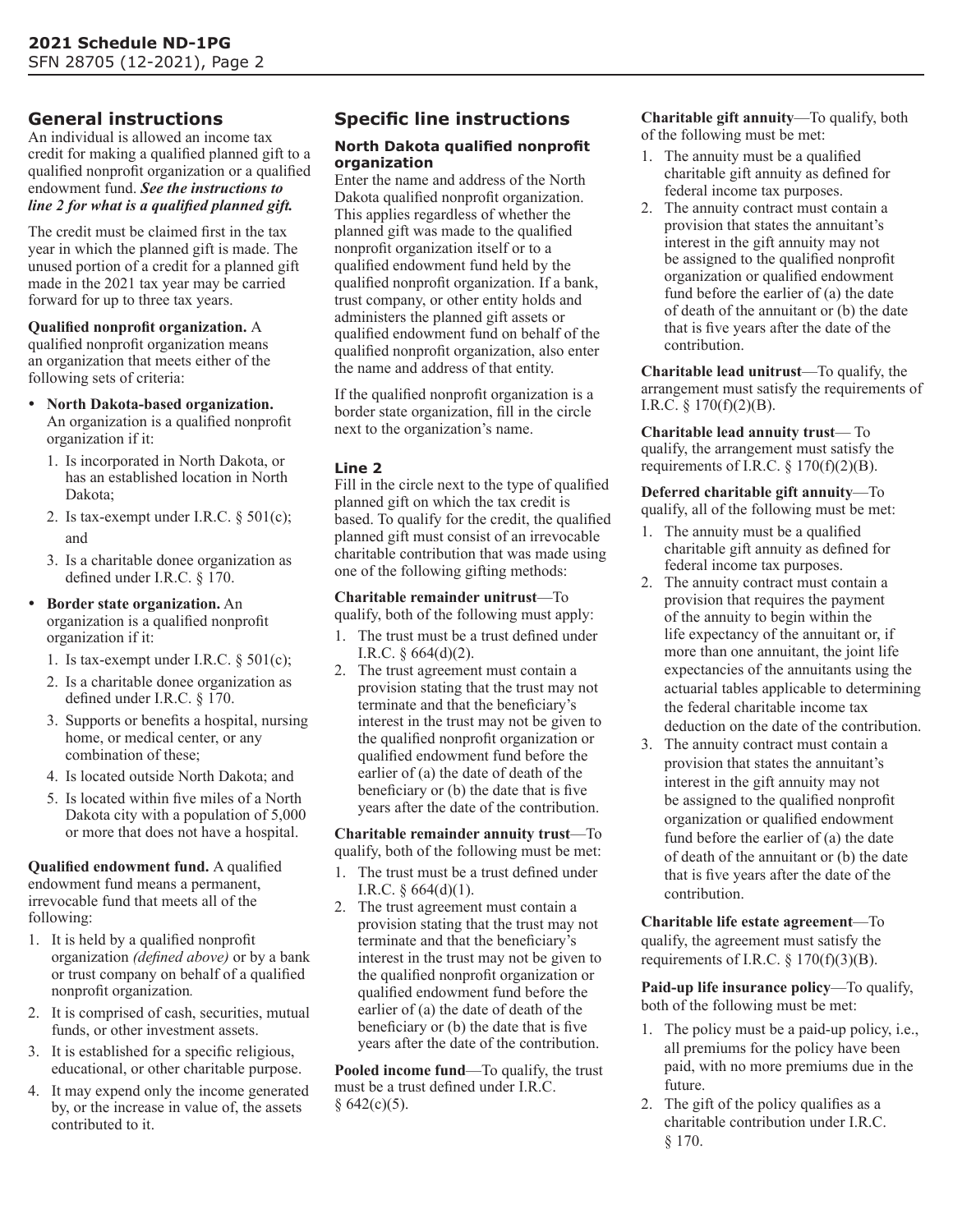## General instructions

An individual is allowed an income tax credit for making a qualified planned gift to a qualified nonprofit organization or a qualified endowment fund. ***See the instructions to line 2 for what is a qualified planned gift.***

The credit must be claimed first in the tax year in which the planned gift is made. The unused portion of a credit for a planned gift made in the 2021 tax year may be carried forward for up to three tax years.

**Qualified nonprofit organization.** A qualified nonprofit organization means an organization that meets either of the following sets of criteria:

- **North Dakota-based organization.** An organization is a qualified nonprofit organization if it:
  1. Is incorporated in North Dakota, or has an established location in North Dakota;
  2. Is tax-exempt under I.R.C. § 501(c); and
  3. Is a charitable donee organization as defined under I.R.C. § 170.
- **Border state organization.** An organization is a qualified nonprofit organization if it:
  1. Is tax-exempt under I.R.C. § 501(c);
  2. Is a charitable donee organization as defined under I.R.C. § 170.
  3. Supports or benefits a hospital, nursing home, or medical center, or any combination of these;
  4. Is located outside North Dakota; and
  5. Is located within five miles of a North Dakota city with a population of 5,000 or more that does not have a hospital.

**Qualified endowment fund.** A qualified endowment fund means a permanent, irrevocable fund that meets all of the following:

1. It is held by a qualified nonprofit organization *(defined above)* or by a bank or trust company on behalf of a qualified nonprofit organization.
2. It is comprised of cash, securities, mutual funds, or other investment assets.
3. It is established for a specific religious, educational, or other charitable purpose.
4. It may expend only the income generated by, or the increase in value of, the assets contributed to it.

## Specific line instructions

### North Dakota qualified nonprofit organization

Enter the name and address of the North Dakota qualified nonprofit organization. This applies regardless of whether the planned gift was made to the qualified nonprofit organization itself or to a qualified endowment fund held by the qualified nonprofit organization. If a bank, trust company, or other entity holds and administers the planned gift assets or qualified endowment fund on behalf of the qualified nonprofit organization, also enter the name and address of that entity.

If the qualified nonprofit organization is a border state organization, fill in the circle next to the organization's name.

### Line 2

Fill in the circle next to the type of qualified planned gift on which the tax credit is based. To qualify for the credit, the qualified planned gift must consist of an irrevocable charitable contribution that was made using one of the following gifting methods:

**Charitable remainder unitrust**—To qualify, both of the following must apply:

1. The trust must be a trust defined under I.R.C. § 664(d)(2).
2. The trust agreement must contain a provision stating that the trust may not terminate and that the beneficiary's interest in the trust may not be given to the qualified nonprofit organization or qualified endowment fund before the earlier of (a) the date of death of the beneficiary or (b) the date that is five years after the date of the contribution.

**Charitable remainder annuity trust**—To qualify, both of the following must be met:

1. The trust must be a trust defined under I.R.C. § 664(d)(1).
2. The trust agreement must contain a provision stating that the trust may not terminate and that the beneficiary's interest in the trust may not be given to the qualified nonprofit organization or qualified endowment fund before the earlier of (a) the date of death of the beneficiary or (b) the date that is five years after the date of the contribution.

**Pooled income fund**—To qualify, the trust must be a trust defined under I.R.C. § 642(c)(5).

**Charitable gift annuity**—To qualify, both of the following must be met:

1. The annuity must be a qualified charitable gift annuity as defined for federal income tax purposes.
2. The annuity contract must contain a provision that states the annuitant's interest in the gift annuity may not be assigned to the qualified nonprofit organization or qualified endowment fund before the earlier of (a) the date of death of the annuitant or (b) the date that is five years after the date of the contribution.

**Charitable lead unitrust**—To qualify, the arrangement must satisfy the requirements of I.R.C. § 170(f)(2)(B).

**Charitable lead annuity trust**— To qualify, the arrangement must satisfy the requirements of I.R.C. § 170(f)(2)(B).

**Deferred charitable gift annuity**—To qualify, all of the following must be met:

1. The annuity must be a qualified charitable gift annuity as defined for federal income tax purposes.
2. The annuity contract must contain a provision that requires the payment of the annuity to begin within the life expectancy of the annuitant or, if more than one annuitant, the joint life expectancies of the annuitants using the actuarial tables applicable to determining the federal charitable income tax deduction on the date of the contribution.
3. The annuity contract must contain a provision that states the annuitant's interest in the gift annuity may not be assigned to the qualified nonprofit organization or qualified endowment fund before the earlier of (a) the date of death of the annuitant or (b) the date that is five years after the date of the contribution.

**Charitable life estate agreement**—To qualify, the agreement must satisfy the requirements of I.R.C. § 170(f)(3)(B).

**Paid-up life insurance policy**—To qualify, both of the following must be met:

1. The policy must be a paid-up policy, i.e., all premiums for the policy have been paid, with no more premiums due in the future.
2. The gift of the policy qualifies as a charitable contribution under I.R.C. § 170.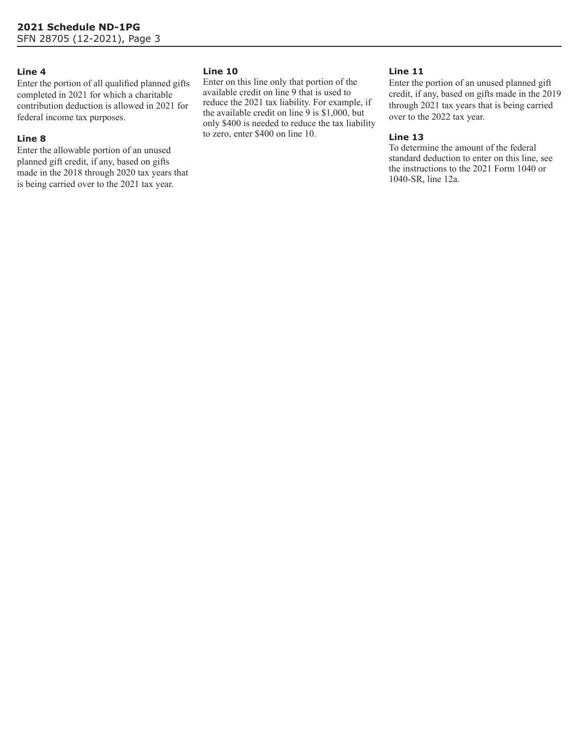### Line 4

Enter the portion of all qualified planned gifts completed in 2021 for which a charitable contribution deduction is allowed in 2021 for federal income tax purposes.

### Line 8

Enter the allowable portion of an unused planned gift credit, if any, based on gifts made in the 2018 through 2020 tax years that is being carried over to the 2021 tax year.

### Line 10

Enter on this line only that portion of the available credit on line 9 that is used to reduce the 2021 tax liability. For example, if the available credit on line 9 is $1,000, but only $400 is needed to reduce the tax liability to zero, enter $400 on line 10.

### Line 11

Enter the portion of an unused planned gift credit, if any, based on gifts made in the 2019 through 2021 tax years that is being carried over to the 2022 tax year.

### Line 13

To determine the amount of the federal standard deduction to enter on this line, see the instructions to the 2021 Form 1040 or 1040-SR, line 12a.